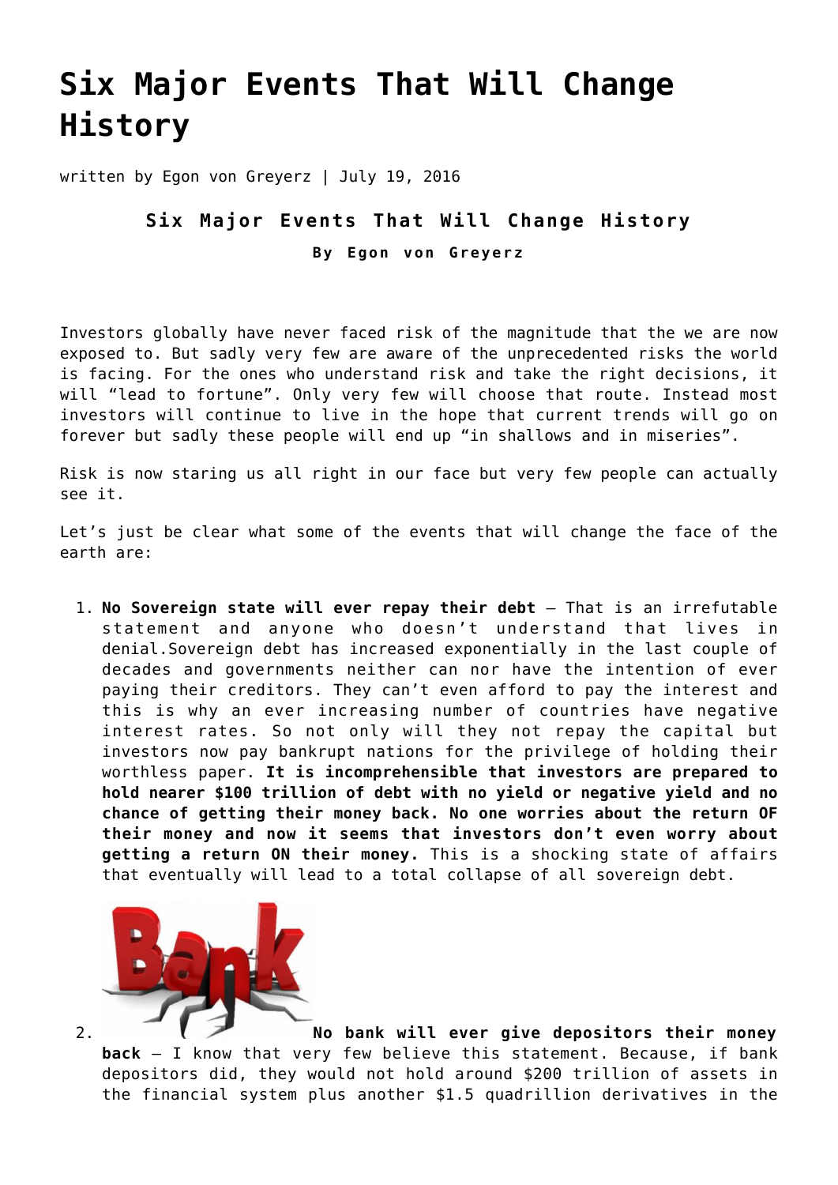# Six Major Events That Will Change History

written by Egon von Greyerz | July 19, 2016

## Six Major Events That Will Change History

**By Egon von Greyerz**

Investors globally have never faced risk of the magnitude that the we are now exposed to. But sadly very few are aware of the unprecedented risks the world is facing. For the ones who understand risk and take the right decisions, it will "lead to fortune". Only very few will choose that route. Instead most investors will continue to live in the hope that current trends will go on forever but sadly these people will end up "in shallows and in miseries".

Risk is now staring us all right in our face but very few people can actually see it.

Let's just be clear what some of the events that will change the face of the earth are:

1. **No Sovereign state will ever repay their debt** – That is an irrefutable statement and anyone who doesn't understand that lives in denial.Sovereign debt has increased exponentially in the last couple of decades and governments neither can nor have the intention of ever paying their creditors. They can't even afford to pay the interest and this is why an ever increasing number of countries have negative interest rates. So not only will they not repay the capital but investors now pay bankrupt nations for the privilege of holding their worthless paper. **It is incomprehensible that investors are prepared to hold nearer $100 trillion of debt with no yield or negative yield and no chance of getting their money back. No one worries about the return OF their money and now it seems that investors don't even worry about getting a return ON their money.** This is a shocking state of affairs that eventually will lead to a total collapse of all sovereign debt.
2. **No bank will ever give depositors their money back** – I know that very few believe this statement. Because, if bank depositors did, they would not hold around $200 trillion of assets in the financial system plus another $1.5 quadrillion derivatives in the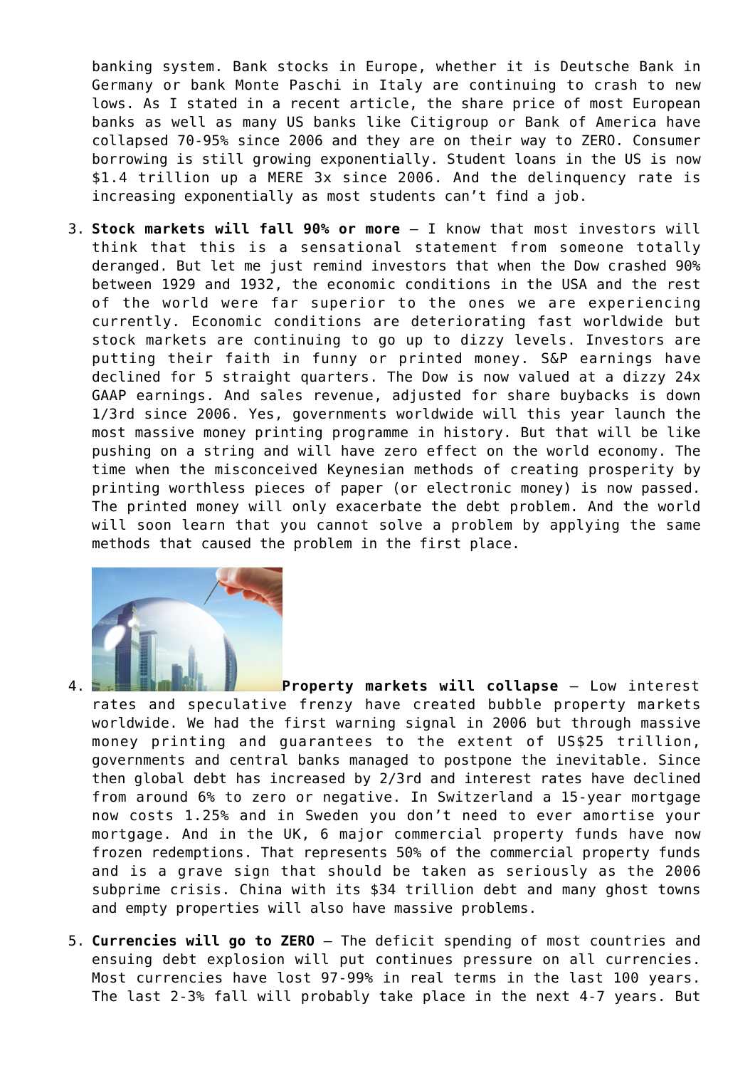banking system. Bank stocks in Europe, whether it is Deutsche Bank in Germany or bank Monte Paschi in Italy are continuing to crash to new lows. As I stated in a recent article, the share price of most European banks as well as many US banks like Citigroup or Bank of America have collapsed 70-95% since 2006 and they are on their way to ZERO. Consumer borrowing is still growing exponentially. Student loans in the US is now $1.4 trillion up a MERE 3x since 2006. And the delinquency rate is increasing exponentially as most students can't find a job.

3. **Stock markets will fall 90% or more** – I know that most investors will think that this is a sensational statement from someone totally deranged. But let me just remind investors that when the Dow crashed 90% between 1929 and 1932, the economic conditions in the USA and the rest of the world were far superior to the ones we are experiencing currently. Economic conditions are deteriorating fast worldwide but stock markets are continuing to go up to dizzy levels. Investors are putting their faith in funny or printed money. S&P earnings have declined for 5 straight quarters. The Dow is now valued at a dizzy 24x GAAP earnings. And sales revenue, adjusted for share buybacks is down 1/3rd since 2006. Yes, governments worldwide will this year launch the most massive money printing programme in history. But that will be like pushing on a string and will have zero effect on the world economy. The time when the misconceived Keynesian methods of creating prosperity by printing worthless pieces of paper (or electronic money) is now passed. The printed money will only exacerbate the debt problem. And the world will soon learn that you cannot solve a problem by applying the same methods that caused the problem in the first place.

4. **Property markets will collapse** – Low interest rates and speculative frenzy have created bubble property markets worldwide. We had the first warning signal in 2006 but through massive money printing and guarantees to the extent of US$25 trillion, governments and central banks managed to postpone the inevitable. Since then global debt has increased by 2/3rd and interest rates have declined from around 6% to zero or negative. In Switzerland a 15-year mortgage now costs 1.25% and in Sweden you don't need to ever amortise your mortgage. And in the UK, 6 major commercial property funds have now frozen redemptions. That represents 50% of the commercial property funds and is a grave sign that should be taken as seriously as the 2006 subprime crisis. China with its $34 trillion debt and many ghost towns and empty properties will also have massive problems.

5. **Currencies will go to ZERO** – The deficit spending of most countries and ensuing debt explosion will put continues pressure on all currencies. Most currencies have lost 97-99% in real terms in the last 100 years. The last 2-3% fall will probably take place in the next 4-7 years. But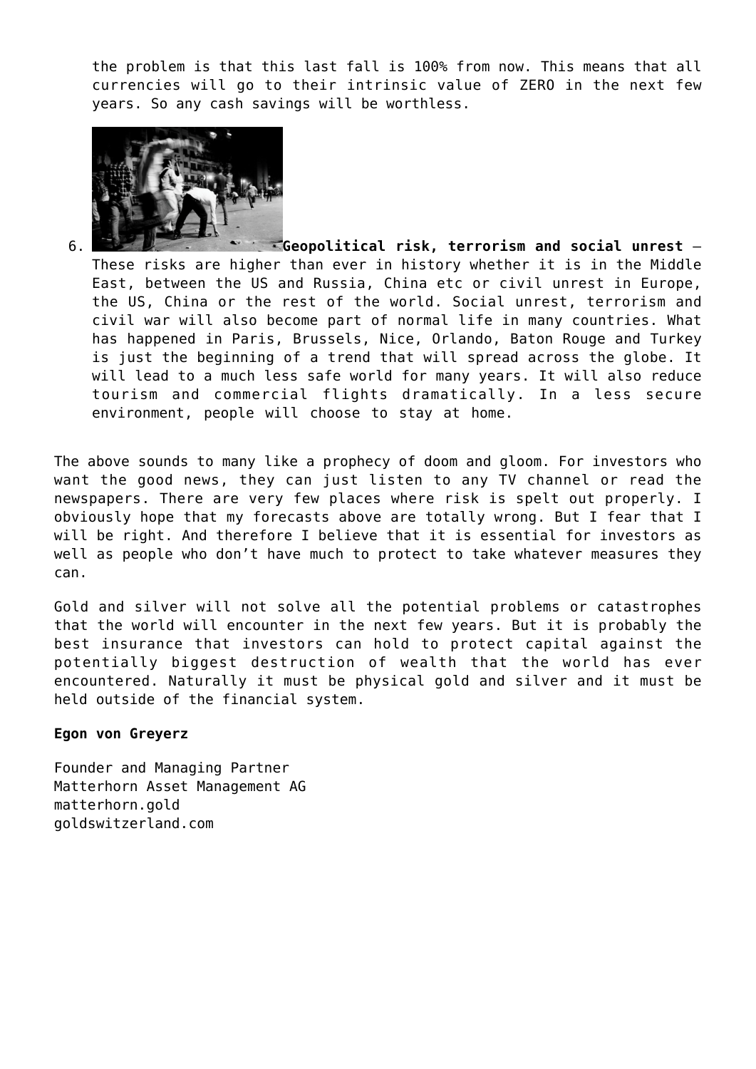the problem is that this last fall is 100% from now. This means that all currencies will go to their intrinsic value of ZERO in the next few years. So any cash savings will be worthless.

6. **Geopolitical risk, terrorism and social unrest** – These risks are higher than ever in history whether it is in the Middle East, between the US and Russia, China etc or civil unrest in Europe, the US, China or the rest of the world. Social unrest, terrorism and civil war will also become part of normal life in many countries. What has happened in Paris, Brussels, Nice, Orlando, Baton Rouge and Turkey is just the beginning of a trend that will spread across the globe. It will lead to a much less safe world for many years. It will also reduce tourism and commercial flights dramatically. In a less secure environment, people will choose to stay at home.

The above sounds to many like a prophecy of doom and gloom. For investors who want the good news, they can just listen to any TV channel or read the newspapers. There are very few places where risk is spelt out properly. I obviously hope that my forecasts above are totally wrong. But I fear that I will be right. And therefore I believe that it is essential for investors as well as people who don't have much to protect to take whatever measures they can.

Gold and silver will not solve all the potential problems or catastrophes that the world will encounter in the next few years. But it is probably the best insurance that investors can hold to protect capital against the potentially biggest destruction of wealth that the world has ever encountered. Naturally it must be physical gold and silver and it must be held outside of the financial system.

**Egon von Greyerz**

Founder and Managing Partner
Matterhorn Asset Management AG
matterhorn.gold
goldswitzerland.com